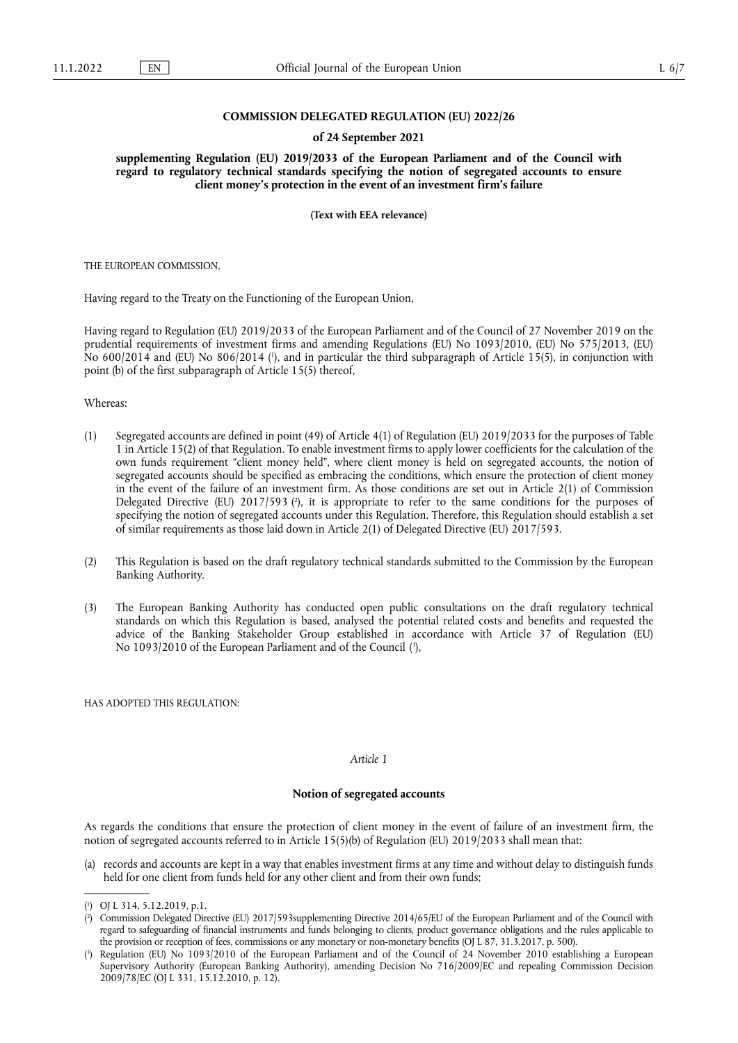**COMMISSION DELEGATED REGULATION (EU) 2022/26**

**of 24 September 2021**

**supplementing Regulation (EU) 2019/2033 of the European Parliament and of the Council with regard to regulatory technical standards specifying the notion of segregated accounts to ensure client money's protection in the event of an investment firm's failure**

**(Text with EEA relevance)**

THE EUROPEAN COMMISSION,

Having regard to the Treaty on the Functioning of the European Union,

Having regard to Regulation (EU) 2019/2033 of the European Parliament and of the Council of 27 November 2019 on the prudential requirements of investment firms and amending Regulations (EU) No 1093/2010, (EU) No 575/2013, (EU) No 600/2014 and (EU) No 806/2014 [1], and in particular the third subparagraph of Article 15(5), in conjunction with point (b) of the first subparagraph of Article 15(5) thereof,

Whereas:

(1) Segregated accounts are defined in point (49) of Article 4(1) of Regulation (EU) 2019/2033 for the purposes of Table 1 in Article 15(2) of that Regulation. To enable investment firms to apply lower coefficients for the calculation of the own funds requirement "client money held", where client money is held on segregated accounts, the notion of segregated accounts should be specified as embracing the conditions, which ensure the protection of client money in the event of the failure of an investment firm. As those conditions are set out in Article 2(1) of Commission Delegated Directive (EU) 2017/593 [2], it is appropriate to refer to the same conditions for the purposes of specifying the notion of segregated accounts under this Regulation. Therefore, this Regulation should establish a set of similar requirements as those laid down in Article 2(1) of Delegated Directive (EU) 2017/593.

(2) This Regulation is based on the draft regulatory technical standards submitted to the Commission by the European Banking Authority.

(3) The European Banking Authority has conducted open public consultations on the draft regulatory technical standards on which this Regulation is based, analysed the potential related costs and benefits and requested the advice of the Banking Stakeholder Group established in accordance with Article 37 of Regulation (EU) No 1093/2010 of the European Parliament and of the Council [3],

HAS ADOPTED THIS REGULATION:

*Article 1*

**Notion of segregated accounts**

As regards the conditions that ensure the protection of client money in the event of failure of an investment firm, the notion of segregated accounts referred to in Article 15(5)(b) of Regulation (EU) 2019/2033 shall mean that:

(a) records and accounts are kept in a way that enables investment firms at any time and without delay to distinguish funds held for one client from funds held for any other client and from their own funds;

---

[1] OJ L 314, 5.12.2019, p.1.

[2] Commission Delegated Directive (EU) 2017/593supplementing Directive 2014/65/EU of the European Parliament and of the Council with regard to safeguarding of financial instruments and funds belonging to clients, product governance obligations and the rules applicable to the provision or reception of fees, commissions or any monetary or non-monetary benefits (OJ L 87, 31.3.2017, p. 500).

[3] Regulation (EU) No 1093/2010 of the European Parliament and of the Council of 24 November 2010 establishing a European Supervisory Authority (European Banking Authority), amending Decision No 716/2009/EC and repealing Commission Decision 2009/78/EC (OJ L 331, 15.12.2010, p. 12).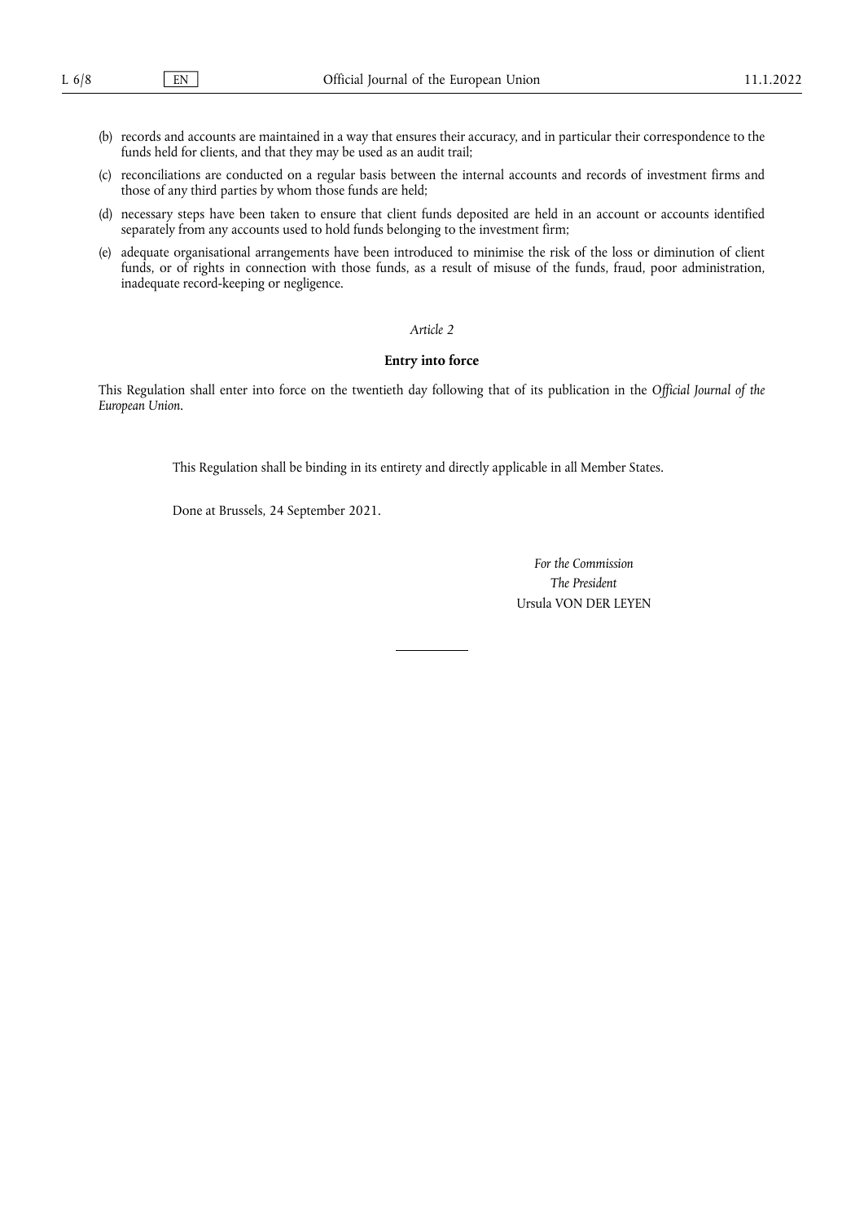(b) records and accounts are maintained in a way that ensures their accuracy, and in particular their correspondence to the funds held for clients, and that they may be used as an audit trail;

(c) reconciliations are conducted on a regular basis between the internal accounts and records of investment firms and those of any third parties by whom those funds are held;

(d) necessary steps have been taken to ensure that client funds deposited are held in an account or accounts identified separately from any accounts used to hold funds belonging to the investment firm;

(e) adequate organisational arrangements have been introduced to minimise the risk of the loss or diminution of client funds, or of rights in connection with those funds, as a result of misuse of the funds, fraud, poor administration, inadequate record-keeping or negligence.

*Article 2*

**Entry into force**

This Regulation shall enter into force on the twentieth day following that of its publication in the *Official Journal of the European Union*.

This Regulation shall be binding in its entirety and directly applicable in all Member States.

Done at Brussels, 24 September 2021.

*For the Commission*

*The President*

Ursula VON DER LEYEN